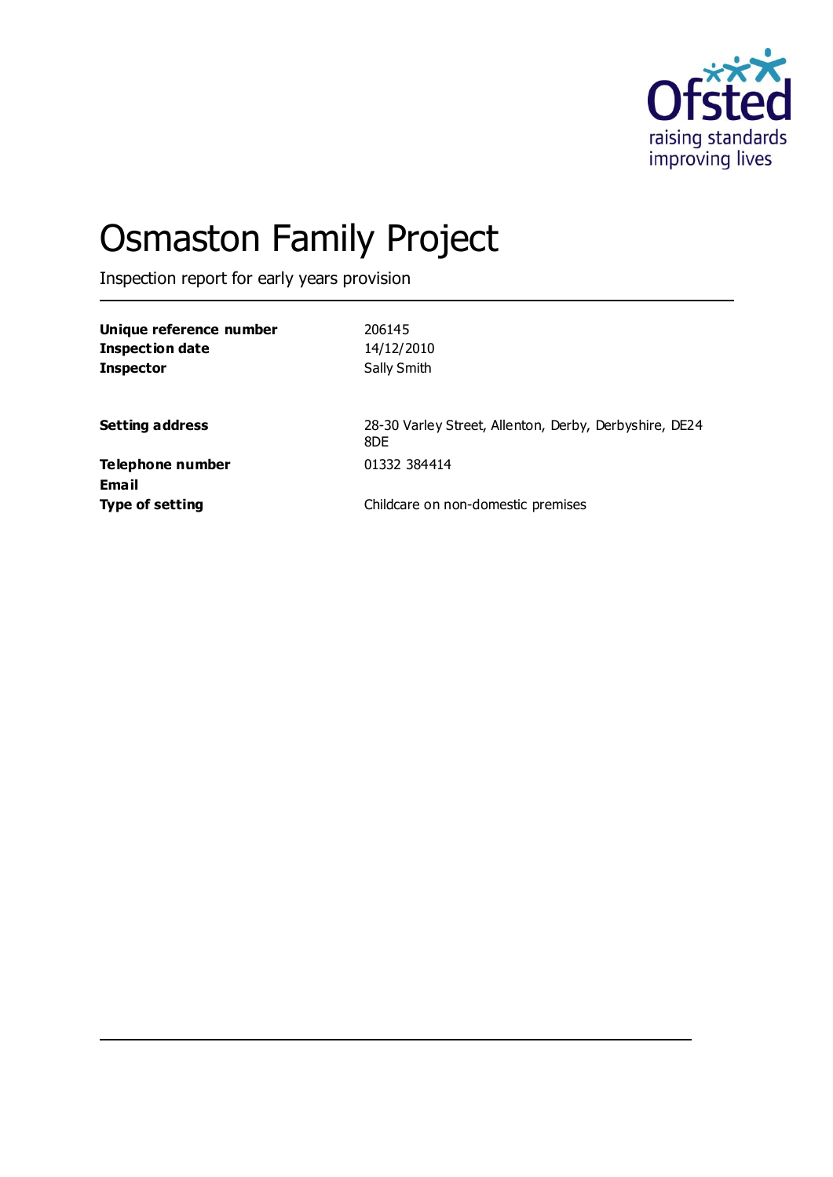Ofsted

raising standards
improving lives

# Osmaston Family Project

Inspection report for early years provision

| | |
|---|---|
| **Unique reference number** | 206145 |
| **Inspection date** | 14/12/2010 |
| **Inspector** | Sally Smith |

| | |
|---|---|
| **Setting address** | 28-30 Varley Street, Allenton, Derby, Derbyshire, DE24 8DE |
| **Telephone number** | 01332 384414 |
| **Email** | |
| **Type of setting** | Childcare on non-domestic premises |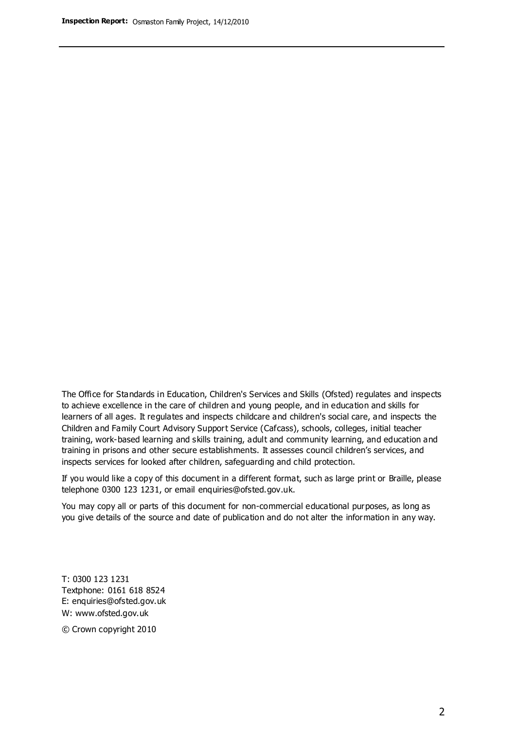The Office for Standards in Education, Children's Services and Skills (Ofsted) regulates and inspects to achieve excellence in the care of children and young people, and in education and skills for learners of all ages. It regulates and inspects childcare and children's social care, and inspects the Children and Family Court Advisory Support Service (Cafcass), schools, colleges, initial teacher training, work-based learning and skills training, adult and community learning, and education and training in prisons and other secure establishments. It assesses council children's services, and inspects services for looked after children, safeguarding and child protection.

If you would like a copy of this document in a different format, such as large print or Braille, please telephone 0300 123 1231, or email enquiries@ofsted.gov.uk.

You may copy all or parts of this document for non-commercial educational purposes, as long as you give details of the source and date of publication and do not alter the information in any way.

T: 0300 123 1231
Textphone: 0161 618 8524
E: enquiries@ofsted.gov.uk
W: www.ofsted.gov.uk

© Crown copyright 2010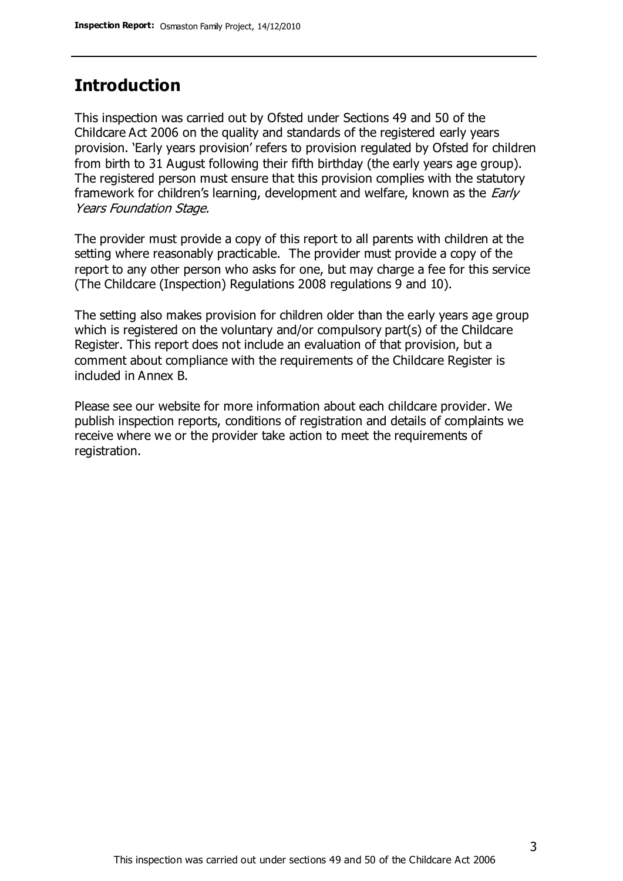## Introduction

This inspection was carried out by Ofsted under Sections 49 and 50 of the Childcare Act 2006 on the quality and standards of the registered early years provision. 'Early years provision' refers to provision regulated by Ofsted for children from birth to 31 August following their fifth birthday (the early years age group). The registered person must ensure that this provision complies with the statutory framework for children's learning, development and welfare, known as the *Early Years Foundation Stage.*

The provider must provide a copy of this report to all parents with children at the setting where reasonably practicable. The provider must provide a copy of the report to any other person who asks for one, but may charge a fee for this service (The Childcare (Inspection) Regulations 2008 regulations 9 and 10).

The setting also makes provision for children older than the early years age group which is registered on the voluntary and/or compulsory part(s) of the Childcare Register. This report does not include an evaluation of that provision, but a comment about compliance with the requirements of the Childcare Register is included in Annex B.

Please see our website for more information about each childcare provider. We publish inspection reports, conditions of registration and details of complaints we receive where we or the provider take action to meet the requirements of registration.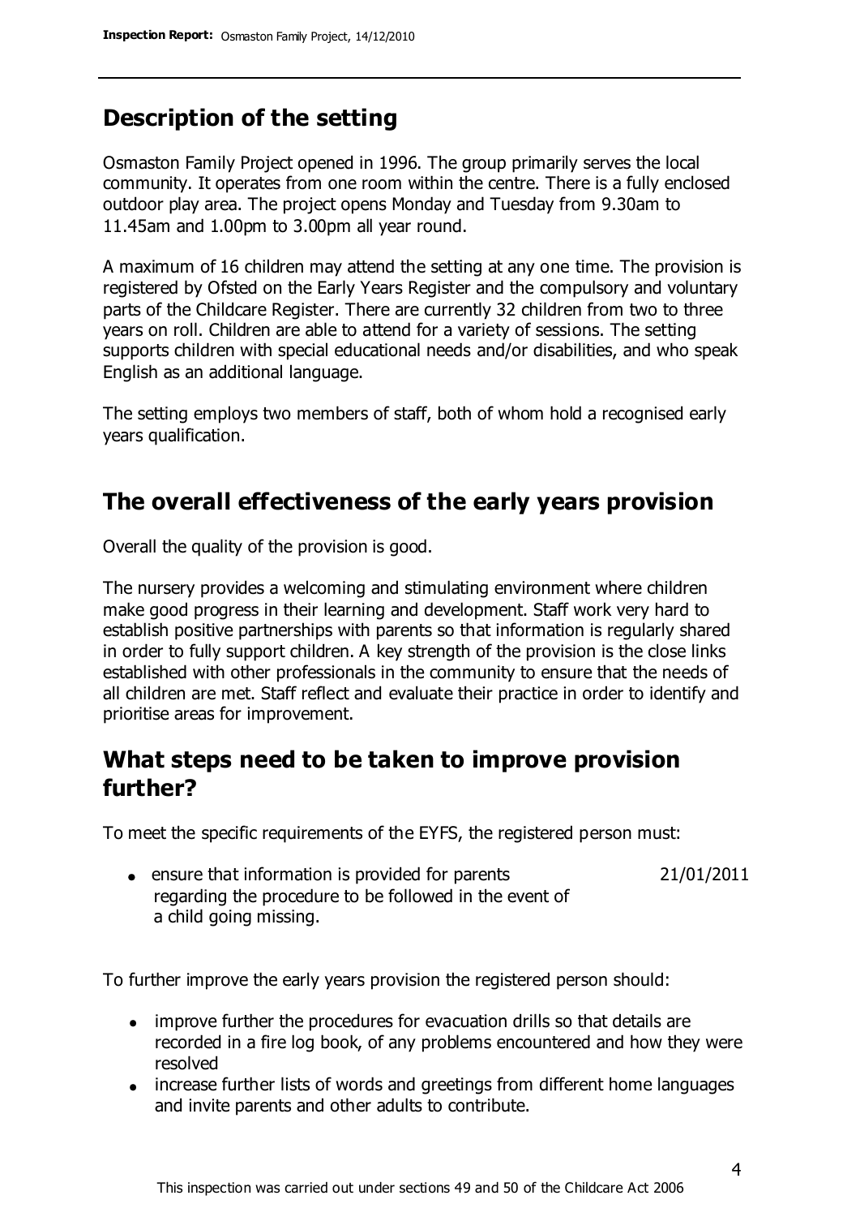## Description of the setting

Osmaston Family Project opened in 1996. The group primarily serves the local community. It operates from one room within the centre. There is a fully enclosed outdoor play area. The project opens Monday and Tuesday from 9.30am to 11.45am and 1.00pm to 3.00pm all year round.

A maximum of 16 children may attend the setting at any one time. The provision is registered by Ofsted on the Early Years Register and the compulsory and voluntary parts of the Childcare Register. There are currently 32 children from two to three years on roll. Children are able to attend for a variety of sessions. The setting supports children with special educational needs and/or disabilities, and who speak English as an additional language.

The setting employs two members of staff, both of whom hold a recognised early years qualification.

## The overall effectiveness of the early years provision

Overall the quality of the provision is good.

The nursery provides a welcoming and stimulating environment where children make good progress in their learning and development. Staff work very hard to establish positive partnerships with parents so that information is regularly shared in order to fully support children. A key strength of the provision is the close links established with other professionals in the community to ensure that the needs of all children are met. Staff reflect and evaluate their practice in order to identify and prioritise areas for improvement.

## What steps need to be taken to improve provision further?

To meet the specific requirements of the EYFS, the registered person must:

| | |
|---|---|
| • ensure that information is provided for parents regarding the procedure to be followed in the event of a child going missing. | 21/01/2011 |

To further improve the early years provision the registered person should:

- improve further the procedures for evacuation drills so that details are recorded in a fire log book, of any problems encountered and how they were resolved
- increase further lists of words and greetings from different home languages and invite parents and other adults to contribute.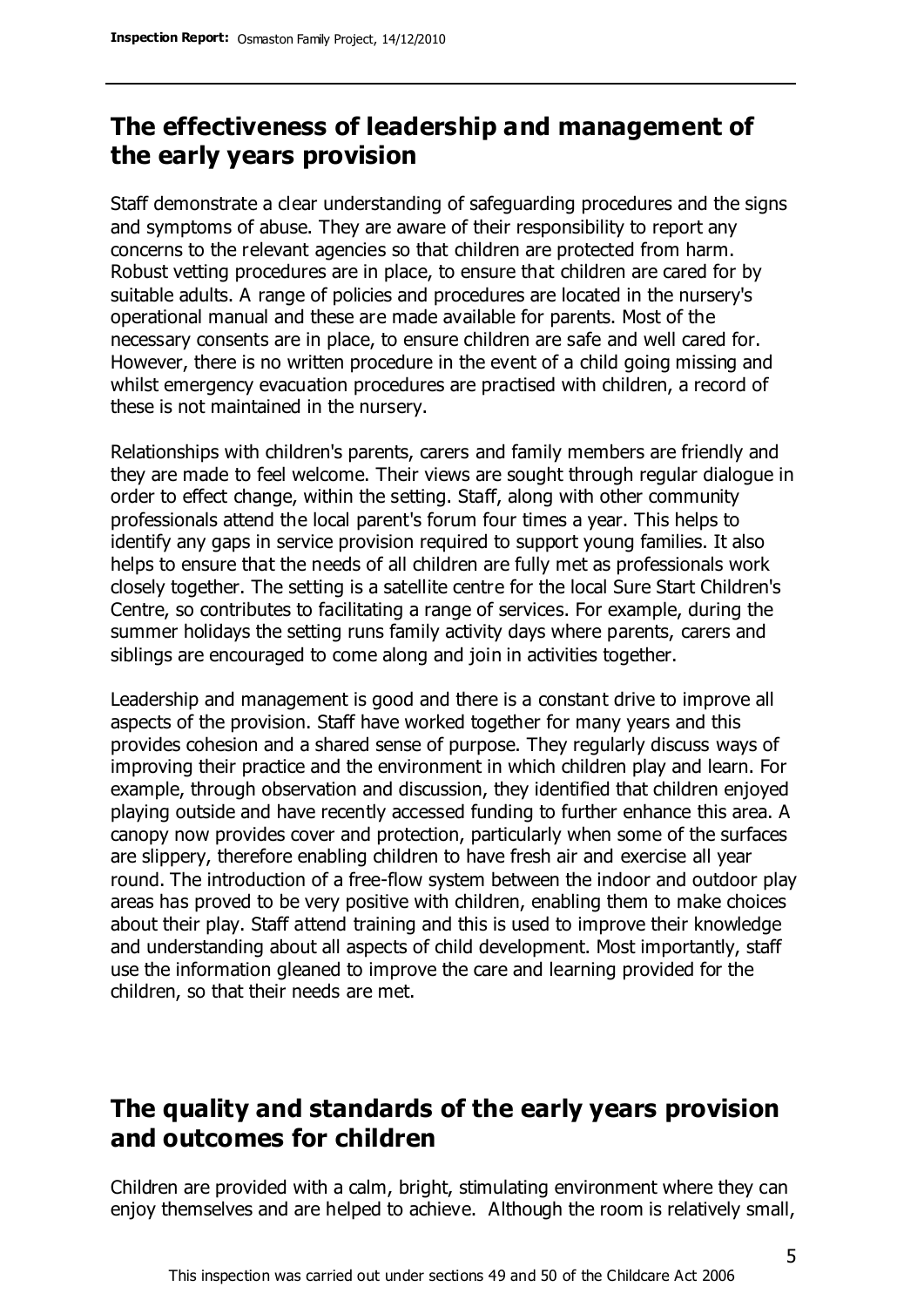## The effectiveness of leadership and management of the early years provision

Staff demonstrate a clear understanding of safeguarding procedures and the signs and symptoms of abuse. They are aware of their responsibility to report any concerns to the relevant agencies so that children are protected from harm. Robust vetting procedures are in place, to ensure that children are cared for by suitable adults. A range of policies and procedures are located in the nursery's operational manual and these are made available for parents. Most of the necessary consents are in place, to ensure children are safe and well cared for. However, there is no written procedure in the event of a child going missing and whilst emergency evacuation procedures are practised with children, a record of these is not maintained in the nursery.

Relationships with children's parents, carers and family members are friendly and they are made to feel welcome. Their views are sought through regular dialogue in order to effect change, within the setting. Staff, along with other community professionals attend the local parent's forum four times a year. This helps to identify any gaps in service provision required to support young families. It also helps to ensure that the needs of all children are fully met as professionals work closely together. The setting is a satellite centre for the local Sure Start Children's Centre, so contributes to facilitating a range of services. For example, during the summer holidays the setting runs family activity days where parents, carers and siblings are encouraged to come along and join in activities together.

Leadership and management is good and there is a constant drive to improve all aspects of the provision. Staff have worked together for many years and this provides cohesion and a shared sense of purpose. They regularly discuss ways of improving their practice and the environment in which children play and learn. For example, through observation and discussion, they identified that children enjoyed playing outside and have recently accessed funding to further enhance this area. A canopy now provides cover and protection, particularly when some of the surfaces are slippery, therefore enabling children to have fresh air and exercise all year round. The introduction of a free-flow system between the indoor and outdoor play areas has proved to be very positive with children, enabling them to make choices about their play. Staff attend training and this is used to improve their knowledge and understanding about all aspects of child development. Most importantly, staff use the information gleaned to improve the care and learning provided for the children, so that their needs are met.

## The quality and standards of the early years provision and outcomes for children

Children are provided with a calm, bright, stimulating environment where they can enjoy themselves and are helped to achieve. Although the room is relatively small,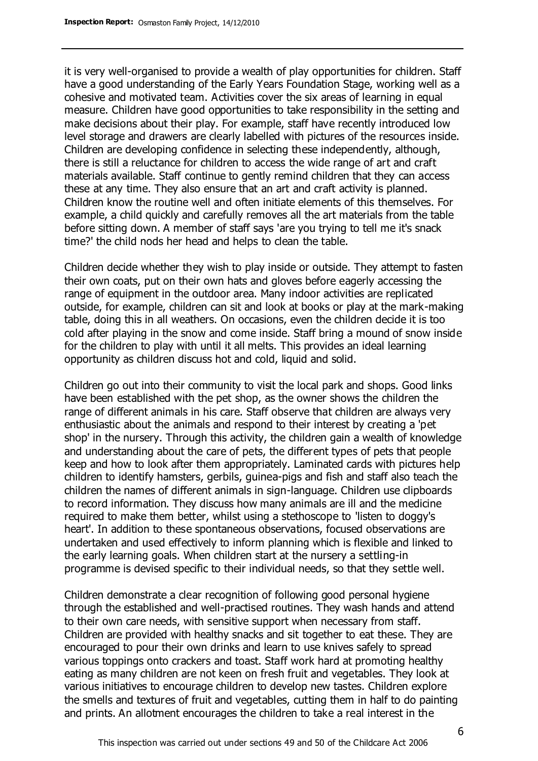it is very well-organised to provide a wealth of play opportunities for children. Staff have a good understanding of the Early Years Foundation Stage, working well as a cohesive and motivated team. Activities cover the six areas of learning in equal measure. Children have good opportunities to take responsibility in the setting and make decisions about their play. For example, staff have recently introduced low level storage and drawers are clearly labelled with pictures of the resources inside. Children are developing confidence in selecting these independently, although, there is still a reluctance for children to access the wide range of art and craft materials available. Staff continue to gently remind children that they can access these at any time. They also ensure that an art and craft activity is planned. Children know the routine well and often initiate elements of this themselves. For example, a child quickly and carefully removes all the art materials from the table before sitting down. A member of staff says 'are you trying to tell me it's snack time?' the child nods her head and helps to clean the table.

Children decide whether they wish to play inside or outside. They attempt to fasten their own coats, put on their own hats and gloves before eagerly accessing the range of equipment in the outdoor area. Many indoor activities are replicated outside, for example, children can sit and look at books or play at the mark-making table, doing this in all weathers. On occasions, even the children decide it is too cold after playing in the snow and come inside. Staff bring a mound of snow inside for the children to play with until it all melts. This provides an ideal learning opportunity as children discuss hot and cold, liquid and solid.

Children go out into their community to visit the local park and shops. Good links have been established with the pet shop, as the owner shows the children the range of different animals in his care. Staff observe that children are always very enthusiastic about the animals and respond to their interest by creating a 'pet shop' in the nursery. Through this activity, the children gain a wealth of knowledge and understanding about the care of pets, the different types of pets that people keep and how to look after them appropriately. Laminated cards with pictures help children to identify hamsters, gerbils, guinea-pigs and fish and staff also teach the children the names of different animals in sign-language. Children use clipboards to record information. They discuss how many animals are ill and the medicine required to make them better, whilst using a stethoscope to 'listen to doggy's heart'. In addition to these spontaneous observations, focused observations are undertaken and used effectively to inform planning which is flexible and linked to the early learning goals. When children start at the nursery a settling-in programme is devised specific to their individual needs, so that they settle well.

Children demonstrate a clear recognition of following good personal hygiene through the established and well-practised routines. They wash hands and attend to their own care needs, with sensitive support when necessary from staff. Children are provided with healthy snacks and sit together to eat these. They are encouraged to pour their own drinks and learn to use knives safely to spread various toppings onto crackers and toast. Staff work hard at promoting healthy eating as many children are not keen on fresh fruit and vegetables. They look at various initiatives to encourage children to develop new tastes. Children explore the smells and textures of fruit and vegetables, cutting them in half to do painting and prints. An allotment encourages the children to take a real interest in the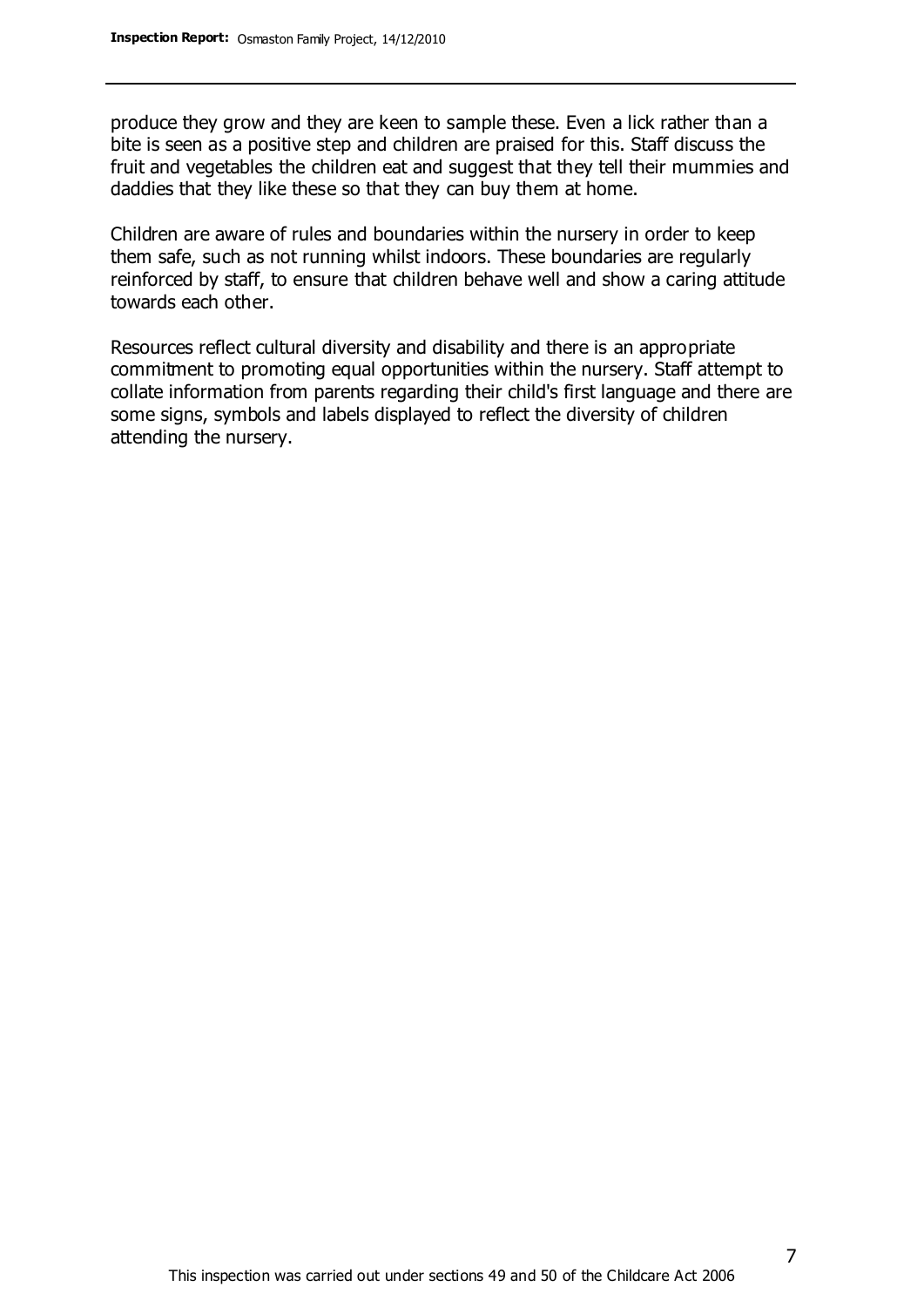produce they grow and they are keen to sample these. Even a lick rather than a bite is seen as a positive step and children are praised for this. Staff discuss the fruit and vegetables the children eat and suggest that they tell their mummies and daddies that they like these so that they can buy them at home.

Children are aware of rules and boundaries within the nursery in order to keep them safe, such as not running whilst indoors. These boundaries are regularly reinforced by staff, to ensure that children behave well and show a caring attitude towards each other.

Resources reflect cultural diversity and disability and there is an appropriate commitment to promoting equal opportunities within the nursery. Staff attempt to collate information from parents regarding their child's first language and there are some signs, symbols and labels displayed to reflect the diversity of children attending the nursery.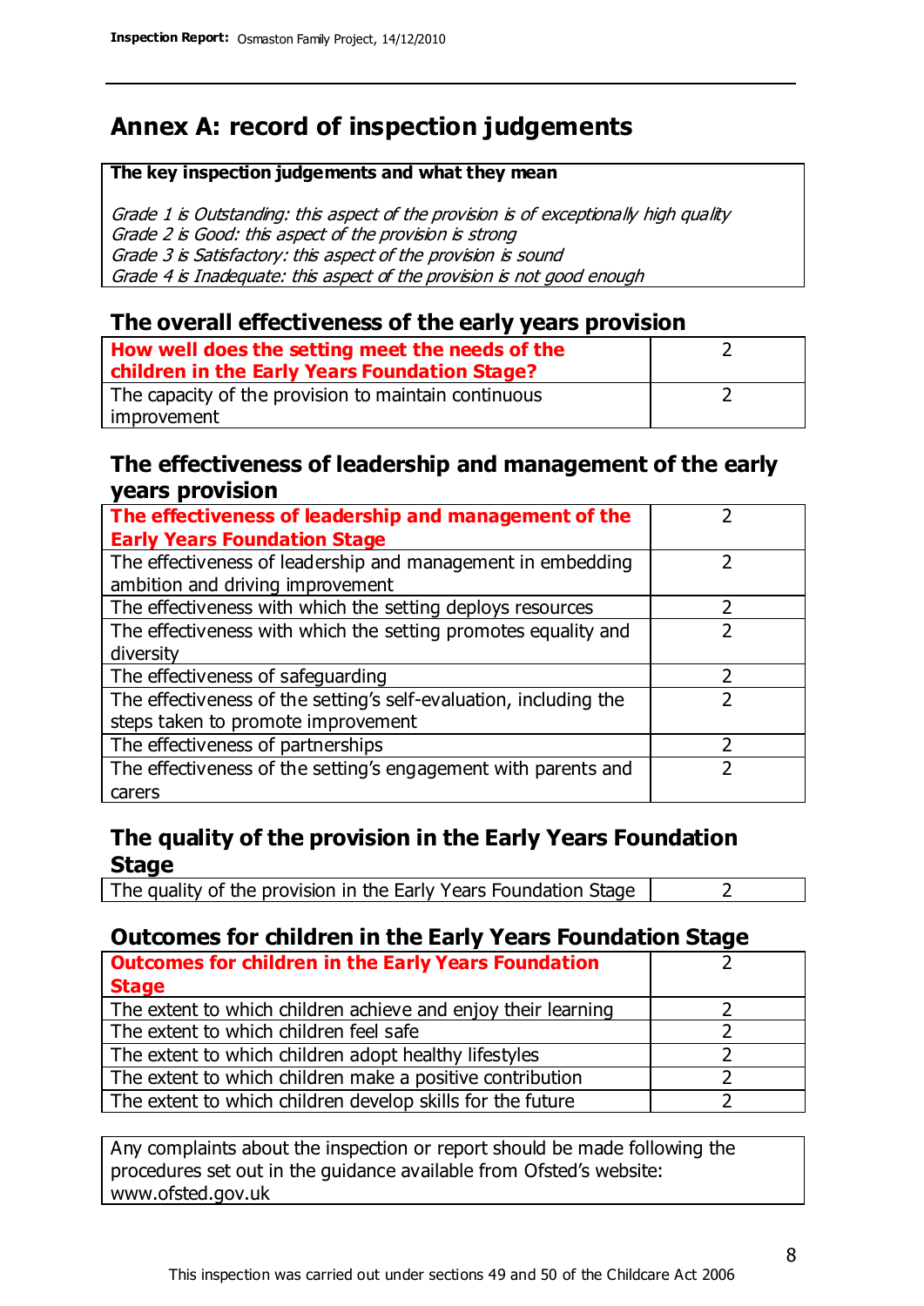# Annex A: record of inspection judgements

| **The key inspection judgements and what they mean** |
|---|
| *Grade 1 is Outstanding: this aspect of the provision is of exceptionally high quality*<br>*Grade 2 is Good: this aspect of the provision is strong*<br>*Grade 3 is Satisfactory: this aspect of the provision is sound*<br>*Grade 4 is Inadequate: this aspect of the provision is not good enough* |

## The overall effectiveness of the early years provision

| | |
|---|---|
| **How well does the setting meet the needs of the children in the Early Years Foundation Stage?** | 2 |
| The capacity of the provision to maintain continuous improvement | 2 |

## The effectiveness of leadership and management of the early years provision

| | |
|---|---|
| **The effectiveness of leadership and management of the Early Years Foundation Stage** | 2 |
| The effectiveness of leadership and management in embedding ambition and driving improvement | 2 |
| The effectiveness with which the setting deploys resources | 2 |
| The effectiveness with which the setting promotes equality and diversity | 2 |
| The effectiveness of safeguarding | 2 |
| The effectiveness of the setting's self-evaluation, including the steps taken to promote improvement | 2 |
| The effectiveness of partnerships | 2 |
| The effectiveness of the setting's engagement with parents and carers | 2 |

## The quality of the provision in the Early Years Foundation Stage

| | |
|---|---|
| The quality of the provision in the Early Years Foundation Stage | 2 |

## Outcomes for children in the Early Years Foundation Stage

| | |
|---|---|
| **Outcomes for children in the Early Years Foundation Stage** | 2 |
| The extent to which children achieve and enjoy their learning | 2 |
| The extent to which children feel safe | 2 |
| The extent to which children adopt healthy lifestyles | 2 |
| The extent to which children make a positive contribution | 2 |
| The extent to which children develop skills for the future | 2 |

Any complaints about the inspection or report should be made following the procedures set out in the guidance available from Ofsted's website: www.ofsted.gov.uk

This inspection was carried out under sections 49 and 50 of the Childcare Act 2006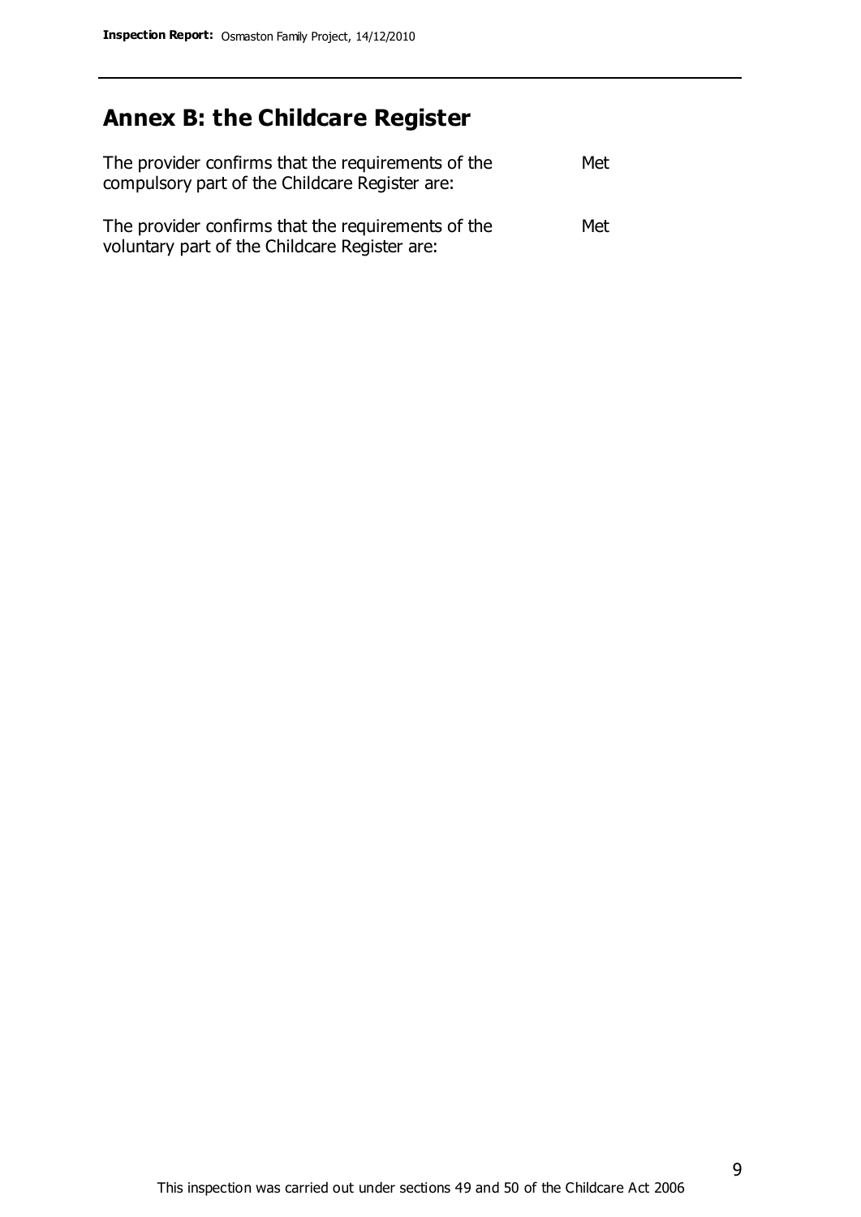## Annex B: the Childcare Register

| | |
|---|---|
| The provider confirms that the requirements of the compulsory part of the Childcare Register are: | Met |
| The provider confirms that the requirements of the voluntary part of the Childcare Register are: | Met |

This inspection was carried out under sections 49 and 50 of the Childcare Act 2006